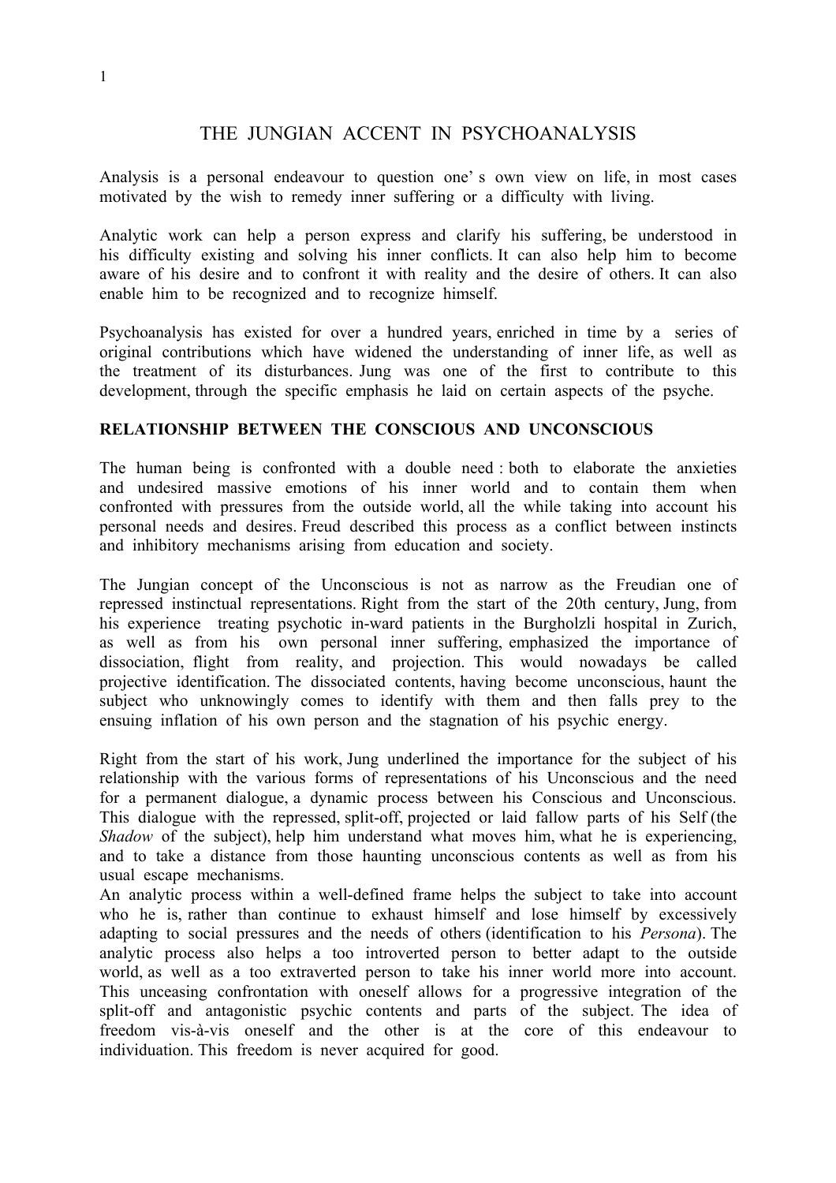# THE JUNGIAN ACCENT IN PSYCHOANALYSIS

Analysis is a personal endeavour to question one's own view on life, in most cases motivated by the wish to remedy inner suffering or a difficulty with living.

Analytic work can help a person express and clarify his suffering, be understood in his difficulty existing and solving his inner conflicts. It can also help him to become aware of his desire and to confront it with reality and the desire of others. It can also enable him to be recognized and to recognize himself.

Psychoanalysis has existed for over a hundred years, enriched in time by a series of original contributions which have widened the understanding of inner life, as well as the treatment of its disturbances. Jung was one of the first to contribute to this development, through the specific emphasis he laid on certain aspects of the psyche.

**RELATIONSHIP BETWEEN THE CONSCIOUS AND UNCONSCIOUS**

The human being is confronted with a double need : both to elaborate the anxieties and undesired massive emotions of his inner world and to contain them when confronted with pressures from the outside world, all the while taking into account his personal needs and desires. Freud described this process as a conflict between instincts and inhibitory mechanisms arising from education and society.

The Jungian concept of the Unconscious is not as narrow as the Freudian one of repressed instinctual representations. Right from the start of the 20th century, Jung, from his experience treating psychotic in-ward patients in the Burgholzli hospital in Zurich, as well as from his own personal inner suffering, emphasized the importance of dissociation, flight from reality, and projection. This would nowadays be called projective identification. The dissociated contents, having become unconscious, haunt the subject who unknowingly comes to identify with them and then falls prey to the ensuing inflation of his own person and the stagnation of his psychic energy.

Right from the start of his work, Jung underlined the importance for the subject of his relationship with the various forms of representations of his Unconscious and the need for a permanent dialogue, a dynamic process between his Conscious and Unconscious. This dialogue with the repressed, split-off, projected or laid fallow parts of his Self (the *Shadow* of the subject), help him understand what moves him, what he is experiencing, and to take a distance from those haunting unconscious contents as well as from his usual escape mechanisms.
An analytic process within a well-defined frame helps the subject to take into account who he is, rather than continue to exhaust himself and lose himself by excessively adapting to social pressures and the needs of others (identification to his *Persona*). The analytic process also helps a too introverted person to better adapt to the outside world, as well as a too extraverted person to take his inner world more into account. This unceasing confrontation with oneself allows for a progressive integration of the split-off and antagonistic psychic contents and parts of the subject. The idea of freedom vis-à-vis oneself and the other is at the core of this endeavour to individuation. This freedom is never acquired for good.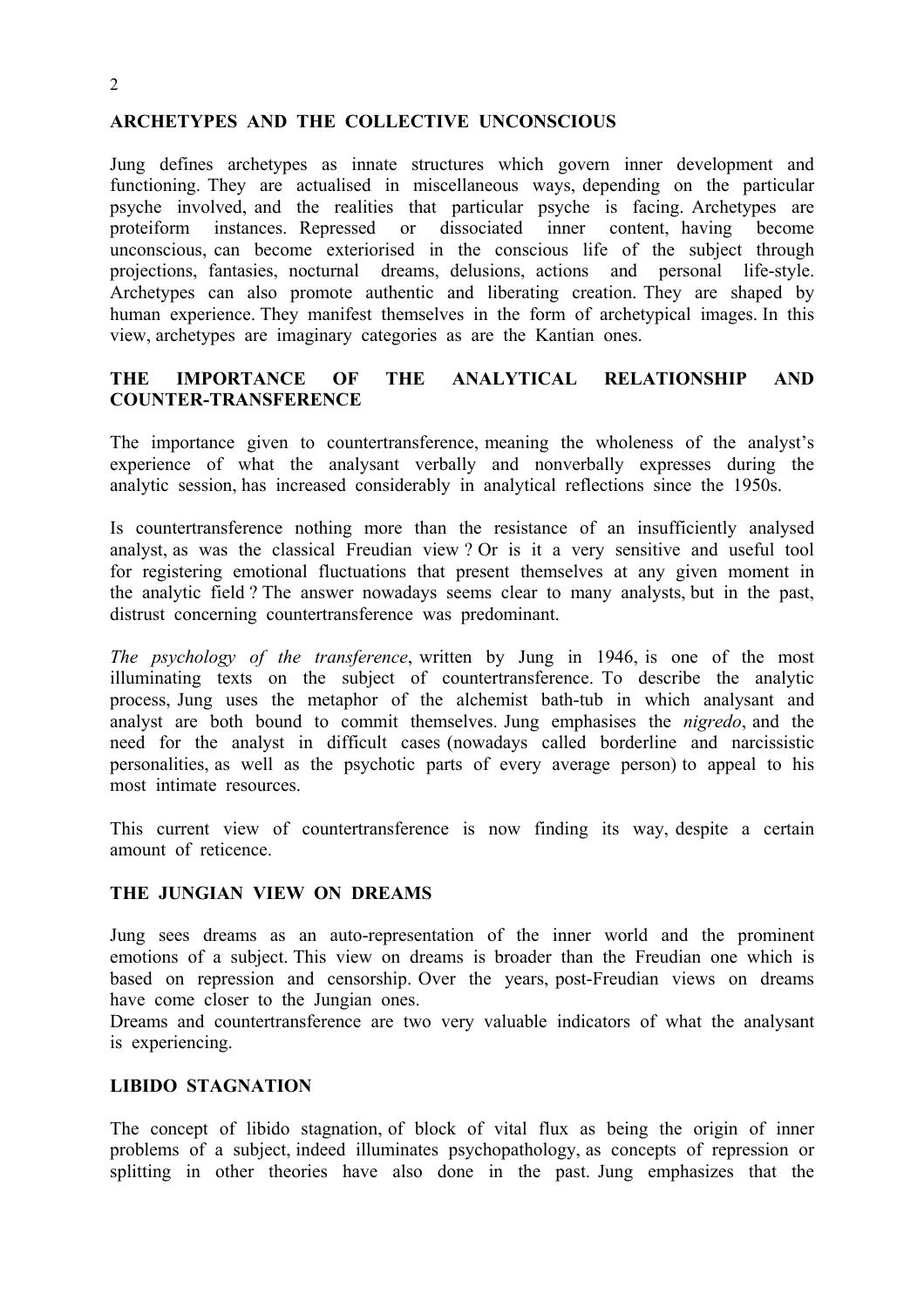## ARCHETYPES AND THE COLLECTIVE UNCONSCIOUS

Jung defines archetypes as innate structures which govern inner development and functioning. They are actualised in miscellaneous ways, depending on the particular psyche involved, and the realities that particular psyche is facing. Archetypes are proteiform instances. Repressed or dissociated inner content, having become unconscious, can become exteriorised in the conscious life of the subject through projections, fantasies, nocturnal dreams, delusions, actions and personal life-style. Archetypes can also promote authentic and liberating creation. They are shaped by human experience. They manifest themselves in the form of archetypical images. In this view, archetypes are imaginary categories as are the Kantian ones.

## THE IMPORTANCE OF THE ANALYTICAL RELATIONSHIP AND COUNTER-TRANSFERENCE

The importance given to countertransference, meaning the wholeness of the analyst's experience of what the analysant verbally and nonverbally expresses during the analytic session, has increased considerably in analytical reflections since the 1950s.

Is countertransference nothing more than the resistance of an insufficiently analysed analyst, as was the classical Freudian view ? Or is it a very sensitive and useful tool for registering emotional fluctuations that present themselves at any given moment in the analytic field ? The answer nowadays seems clear to many analysts, but in the past, distrust concerning countertransference was predominant.

*The psychology of the transference*, written by Jung in 1946, is one of the most illuminating texts on the subject of countertransference. To describe the analytic process, Jung uses the metaphor of the alchemist bath-tub in which analysant and analyst are both bound to commit themselves. Jung emphasises the *nigredo*, and the need for the analyst in difficult cases (nowadays called borderline and narcissistic personalities, as well as the psychotic parts of every average person) to appeal to his most intimate resources.

This current view of countertransference is now finding its way, despite a certain amount of reticence.

## THE JUNGIAN VIEW ON DREAMS

Jung sees dreams as an auto-representation of the inner world and the prominent emotions of a subject. This view on dreams is broader than the Freudian one which is based on repression and censorship. Over the years, post-Freudian views on dreams have come closer to the Jungian ones.

Dreams and countertransference are two very valuable indicators of what the analysant is experiencing.

## LIBIDO STAGNATION

The concept of libido stagnation, of block of vital flux as being the origin of inner problems of a subject, indeed illuminates psychopathology, as concepts of repression or splitting in other theories have also done in the past. Jung emphasizes that the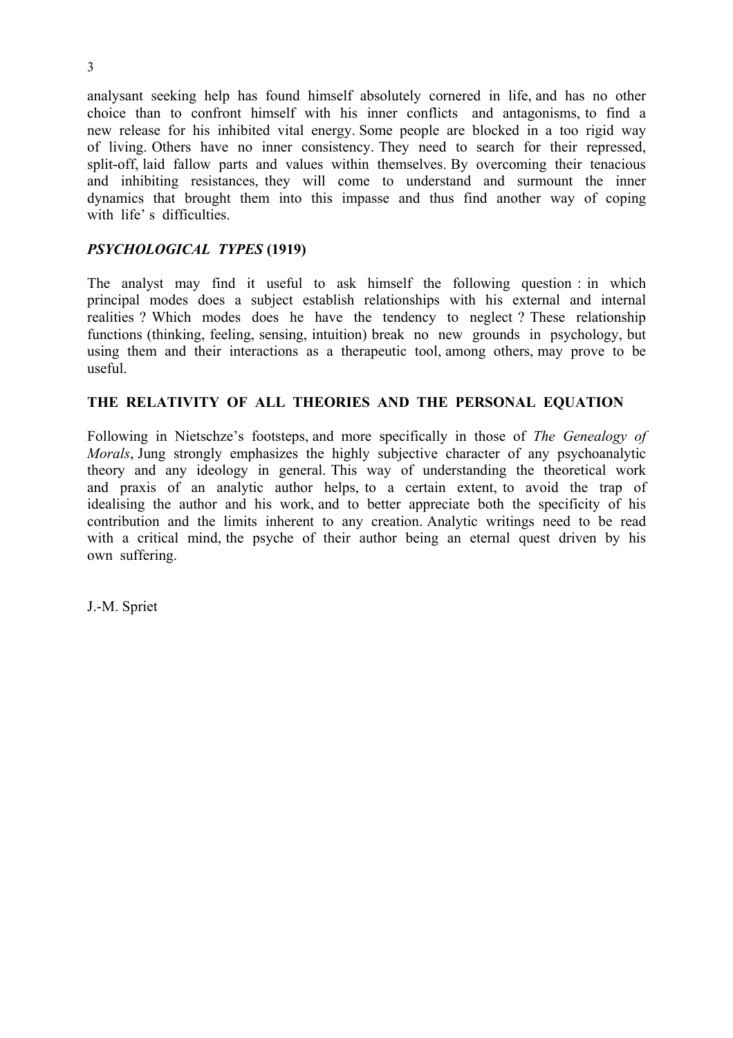analysant seeking help has found himself absolutely cornered in life, and has no other choice than to confront himself with his inner conflicts and antagonisms, to find a new release for his inhibited vital energy. Some people are blocked in a too rigid way of living. Others have no inner consistency. They need to search for their repressed, split-off, laid fallow parts and values within themselves. By overcoming their tenacious and inhibiting resistances, they will come to understand and surmount the inner dynamics that brought them into this impasse and thus find another way of coping with life' s difficulties.

### *PSYCHOLOGICAL TYPES* (1919)

The analyst may find it useful to ask himself the following question : in which principal modes does a subject establish relationships with his external and internal realities ? Which modes does he have the tendency to neglect ? These relationship functions (thinking, feeling, sensing, intuition) break no new grounds in psychology, but using them and their interactions as a therapeutic tool, among others, may prove to be useful.

### THE RELATIVITY OF ALL THEORIES AND THE PERSONAL EQUATION

Following in Nietschze's footsteps, and more specifically in those of *The Genealogy of Morals*, Jung strongly emphasizes the highly subjective character of any psychoanalytic theory and any ideology in general. This way of understanding the theoretical work and praxis of an analytic author helps, to a certain extent, to avoid the trap of idealising the author and his work, and to better appreciate both the specificity of his contribution and the limits inherent to any creation. Analytic writings need to be read with a critical mind, the psyche of their author being an eternal quest driven by his own suffering.

J.-M. Spriet